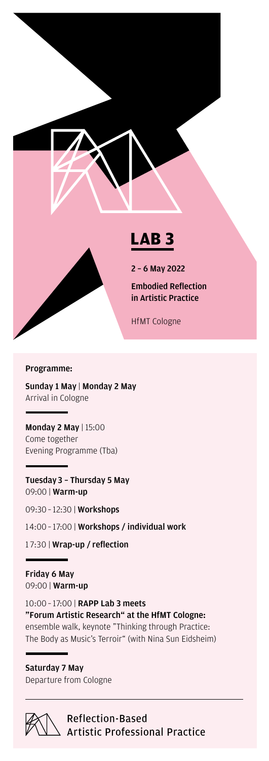# LAB 3

**2 – 6 May 2022**

**Embodied Reflection in Artistic Practice**

HfMT Cologne

**Programme:**

**Sunday 1 May** | **Monday 2 May**
Arrival in Cologne

---

**Monday 2 May** | 15:00
Come together
Evening Programme (Tba)

---

**Tuesday 3 – Thursday 5 May**
09:00 | **Warm-up**

09:30 – 12:30 | **Workshops**

14:00 – 17:00 | **Workshops / individual work**

17:30 | **Wrap-up / reflection**

---

**Friday 6 May**
09:00 | **Warm-up**

10:00 – 17:00 | **RAPP Lab 3 meets "Forum Artistic Research" at the HfMT Cologne:** ensemble walk, keynote "Thinking through Practice: The Body as Music's Terroir" (with Nina Sun Eidsheim)

---

**Saturday 7 May**
Departure from Cologne

---

Reflection-Based Artistic Professional Practice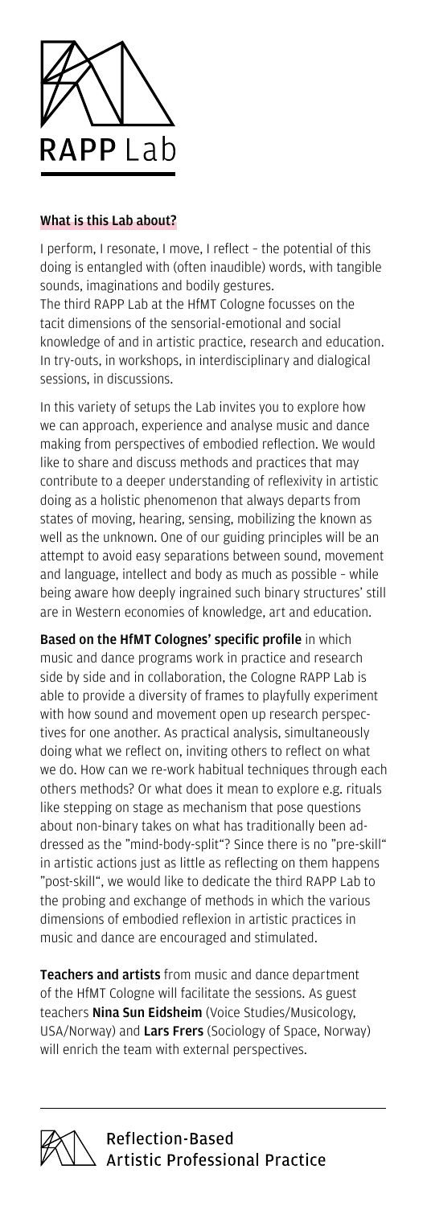# RAPP Lab

## What is this Lab about?

I perform, I resonate, I move, I reflect – the potential of this doing is entangled with (often inaudible) words, with tangible sounds, imaginations and bodily gestures.
The third RAPP Lab at the HfMT Cologne focusses on the tacit dimensions of the sensorial-emotional and social knowledge of and in artistic practice, research and education. In try-outs, in workshops, in interdisciplinary and dialogical sessions, in discussions.

In this variety of setups the Lab invites you to explore how we can approach, experience and analyse music and dance making from perspectives of embodied reflection. We would like to share and discuss methods and practices that may contribute to a deeper understanding of reflexivity in artistic doing as a holistic phenomenon that always departs from states of moving, hearing, sensing, mobilizing the known as well as the unknown. One of our guiding principles will be an attempt to avoid easy separations between sound, movement and language, intellect and body as much as possible – while being aware how deeply ingrained such binary structures' still are in Western economies of knowledge, art and education.

**Based on the HfMT Colognes' specific profile** in which music and dance programs work in practice and research side by side and in collaboration, the Cologne RAPP Lab is able to provide a diversity of frames to playfully experiment with how sound and movement open up research perspectives for one another. As practical analysis, simultaneously doing what we reflect on, inviting others to reflect on what we do. How can we re-work habitual techniques through each others methods? Or what does it mean to explore e.g. rituals like stepping on stage as mechanism that pose questions about non-binary takes on what has traditionally been addressed as the "mind-body-split"? Since there is no "pre-skill" in artistic actions just as little as reflecting on them happens "post-skill", we would like to dedicate the third RAPP Lab to the probing and exchange of methods in which the various dimensions of embodied reflexion in artistic practices in music and dance are encouraged and stimulated.

**Teachers and artists** from music and dance department of the HfMT Cologne will facilitate the sessions. As guest teachers **Nina Sun Eidsheim** (Voice Studies/Musicology, USA/Norway) and **Lars Frers** (Sociology of Space, Norway) will enrich the team with external perspectives.

Reflection-Based Artistic Professional Practice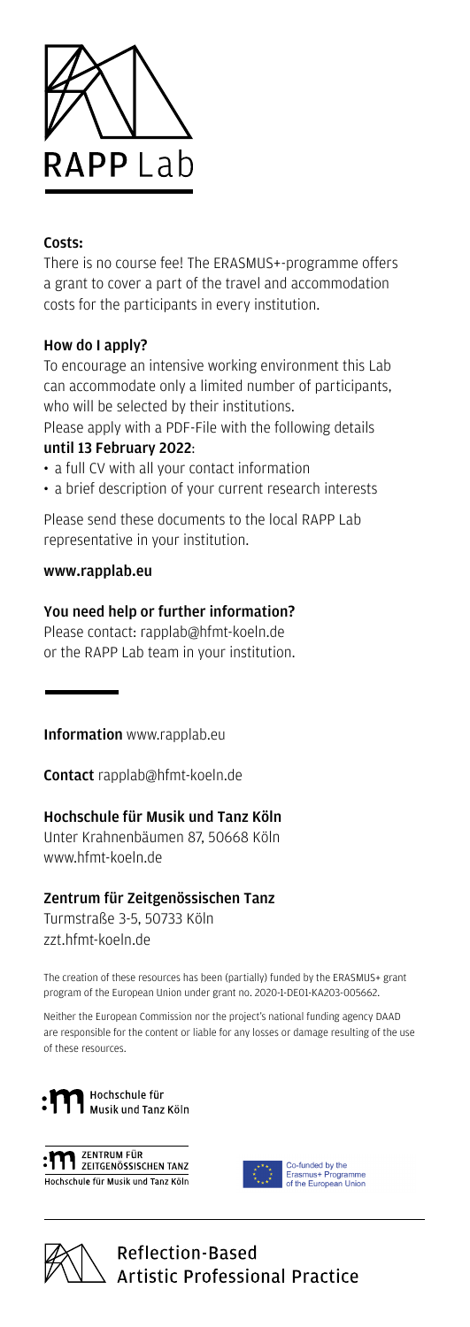RAPP Lab

**Costs:**

There is no course fee! The ERASMUS+-programme offers a grant to cover a part of the travel and accommodation costs for the participants in every institution.

**How do I apply?**

To encourage an intensive working environment this Lab can accommodate only a limited number of participants, who will be selected by their institutions.

Please apply with a PDF-File with the following details **until 13 February 2022**:

- a full CV with all your contact information
- a brief description of your current research interests

Please send these documents to the local RAPP Lab representative in your institution.

**www.rapplab.eu**

**You need help or further information?**

Please contact: rapplab@hfmt-koeln.de
or the RAPP Lab team in your institution.

**Information** www.rapplab.eu

**Contact** rapplab@hfmt-koeln.de

**Hochschule für Musik und Tanz Köln**

Unter Krahnenbäumen 87, 50668 Köln
www.hfmt-koeln.de

**Zentrum für Zeitgenössischen Tanz**

Turmstraße 3-5, 50733 Köln
zzt.hfmt-koeln.de

The creation of these resources has been (partially) funded by the ERASMUS+ grant program of the European Union under grant no. 2020-1-DE01-KA203-005662.

Neither the European Commission nor the project's national funding agency DAAD are responsible for the content or liable for any losses or damage resulting of the use of these resources.

Hochschule für Musik und Tanz Köln

ZENTRUM FÜR ZEITGENÖSSISCHEN TANZ
Hochschule für Musik und Tanz Köln

Co-funded by the Erasmus+ Programme of the European Union

Reflection-Based Artistic Professional Practice